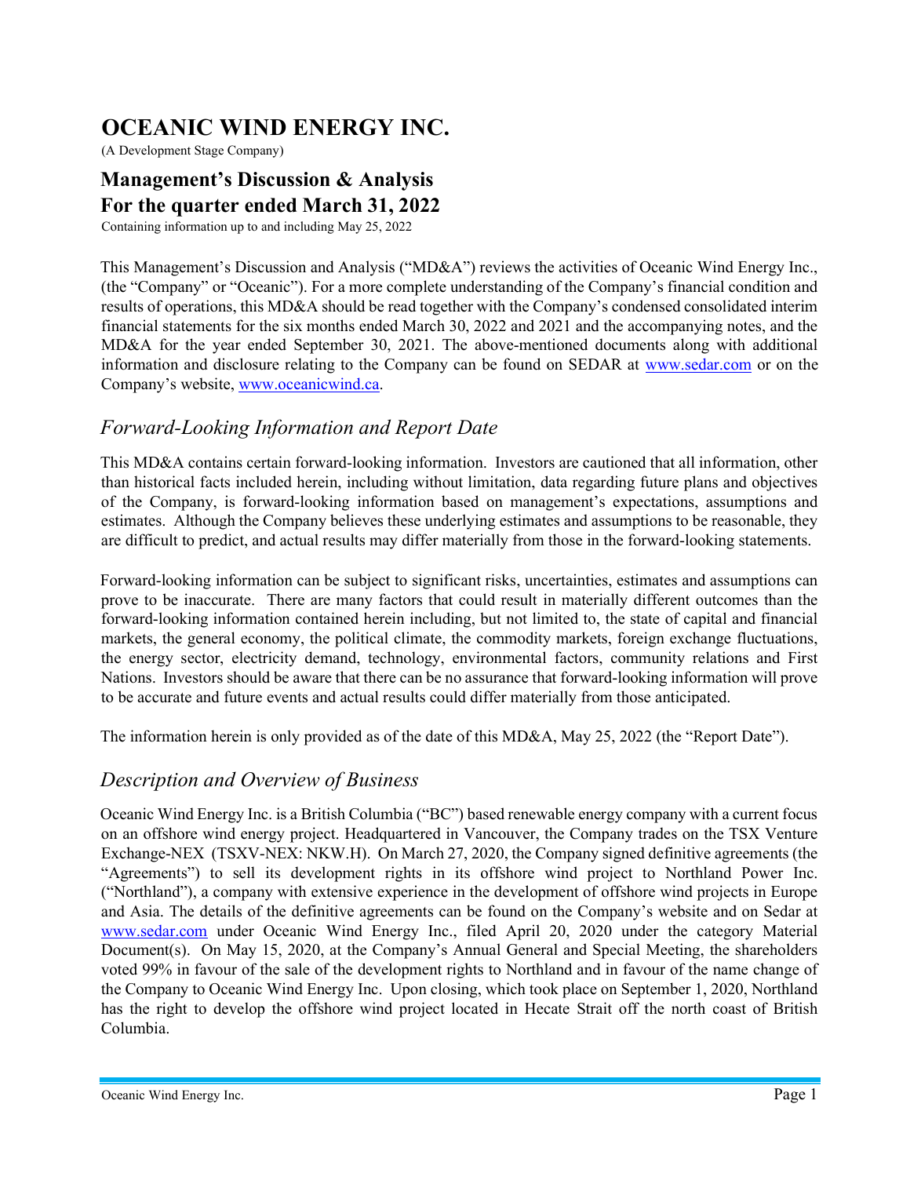# OCEANIC WIND ENERGY INC.

(A Development Stage Company)

## Management's Discussion & Analysis
## For the quarter ended March 31, 2022

Containing information up to and including May 25, 2022

This Management's Discussion and Analysis ("MD&A") reviews the activities of Oceanic Wind Energy Inc., (the "Company" or "Oceanic"). For a more complete understanding of the Company's financial condition and results of operations, this MD&A should be read together with the Company's condensed consolidated interim financial statements for the six months ended March 30, 2022 and 2021 and the accompanying notes, and the MD&A for the year ended September 30, 2021. The above-mentioned documents along with additional information and disclosure relating to the Company can be found on SEDAR at [www.sedar.com](http://www.sedar.com) or on the Company's website, [www.oceanicwind.ca](http://www.oceanicwind.ca).

## *Forward-Looking Information and Report Date*

This MD&A contains certain forward-looking information. Investors are cautioned that all information, other than historical facts included herein, including without limitation, data regarding future plans and objectives of the Company, is forward-looking information based on management's expectations, assumptions and estimates. Although the Company believes these underlying estimates and assumptions to be reasonable, they are difficult to predict, and actual results may differ materially from those in the forward-looking statements.

Forward-looking information can be subject to significant risks, uncertainties, estimates and assumptions can prove to be inaccurate. There are many factors that could result in materially different outcomes than the forward-looking information contained herein including, but not limited to, the state of capital and financial markets, the general economy, the political climate, the commodity markets, foreign exchange fluctuations, the energy sector, electricity demand, technology, environmental factors, community relations and First Nations. Investors should be aware that there can be no assurance that forward-looking information will prove to be accurate and future events and actual results could differ materially from those anticipated.

The information herein is only provided as of the date of this MD&A, May 25, 2022 (the "Report Date").

## *Description and Overview of Business*

Oceanic Wind Energy Inc. is a British Columbia ("BC") based renewable energy company with a current focus on an offshore wind energy project. Headquartered in Vancouver, the Company trades on the TSX Venture Exchange-NEX (TSXV-NEX: NKW.H). On March 27, 2020, the Company signed definitive agreements (the "Agreements") to sell its development rights in its offshore wind project to Northland Power Inc. ("Northland"), a company with extensive experience in the development of offshore wind projects in Europe and Asia. The details of the definitive agreements can be found on the Company's website and on Sedar at [www.sedar.com](http://www.sedar.com) under Oceanic Wind Energy Inc., filed April 20, 2020 under the category Material Document(s). On May 15, 2020, at the Company's Annual General and Special Meeting, the shareholders voted 99% in favour of the sale of the development rights to Northland and in favour of the name change of the Company to Oceanic Wind Energy Inc. Upon closing, which took place on September 1, 2020, Northland has the right to develop the offshore wind project located in Hecate Strait off the north coast of British Columbia.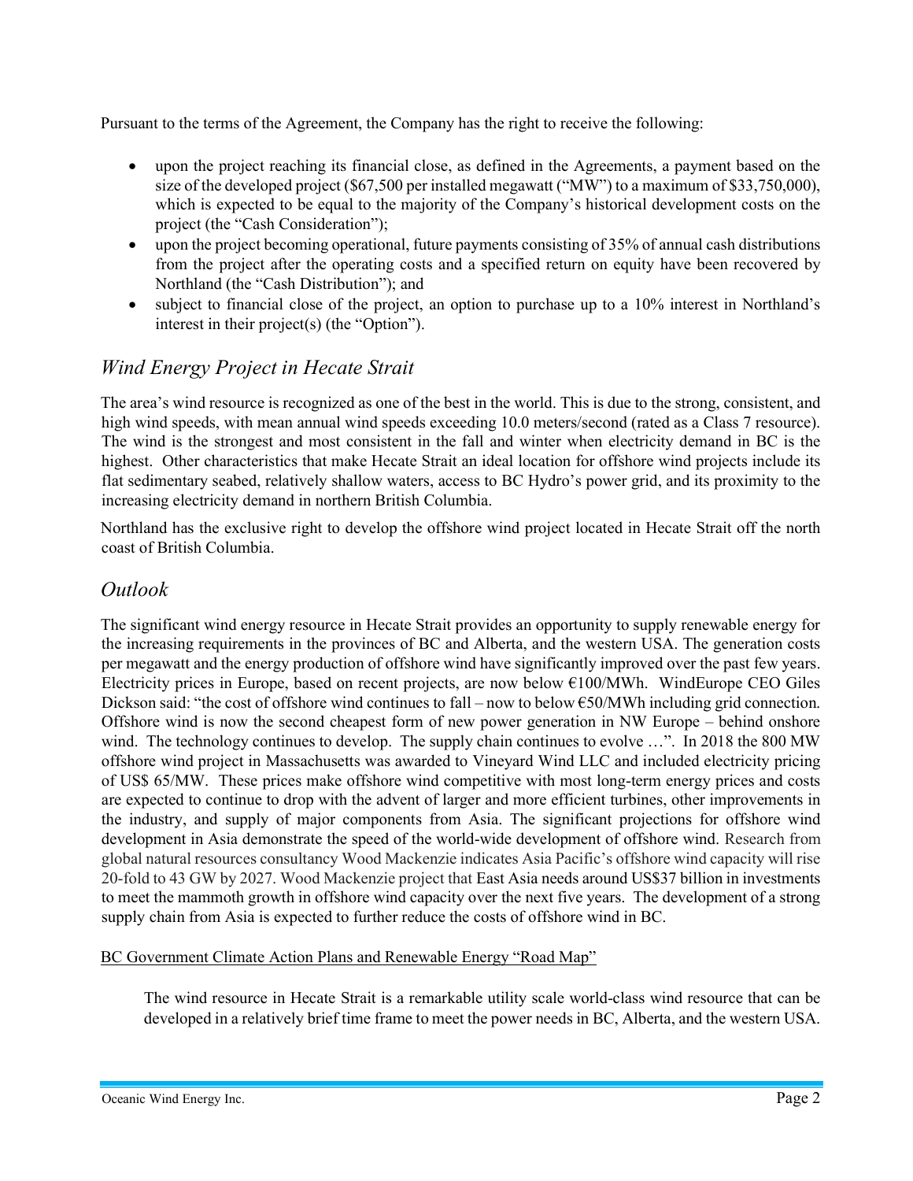Pursuant to the terms of the Agreement, the Company has the right to receive the following:

- upon the project reaching its financial close, as defined in the Agreements, a payment based on the size of the developed project ($67,500 per installed megawatt ("MW") to a maximum of $33,750,000), which is expected to be equal to the majority of the Company's historical development costs on the project (the "Cash Consideration");
- upon the project becoming operational, future payments consisting of 35% of annual cash distributions from the project after the operating costs and a specified return on equity have been recovered by Northland (the "Cash Distribution"); and
- subject to financial close of the project, an option to purchase up to a 10% interest in Northland's interest in their project(s) (the "Option").

## *Wind Energy Project in Hecate Strait*

The area's wind resource is recognized as one of the best in the world. This is due to the strong, consistent, and high wind speeds, with mean annual wind speeds exceeding 10.0 meters/second (rated as a Class 7 resource). The wind is the strongest and most consistent in the fall and winter when electricity demand in BC is the highest. Other characteristics that make Hecate Strait an ideal location for offshore wind projects include its flat sedimentary seabed, relatively shallow waters, access to BC Hydro's power grid, and its proximity to the increasing electricity demand in northern British Columbia.

Northland has the exclusive right to develop the offshore wind project located in Hecate Strait off the north coast of British Columbia.

## *Outlook*

The significant wind energy resource in Hecate Strait provides an opportunity to supply renewable energy for the increasing requirements in the provinces of BC and Alberta, and the western USA. The generation costs per megawatt and the energy production of offshore wind have significantly improved over the past few years. Electricity prices in Europe, based on recent projects, are now below €100/MWh. WindEurope CEO Giles Dickson said: "the cost of offshore wind continues to fall – now to below €50/MWh including grid connection. Offshore wind is now the second cheapest form of new power generation in NW Europe – behind onshore wind. The technology continues to develop. The supply chain continues to evolve …". In 2018 the 800 MW offshore wind project in Massachusetts was awarded to Vineyard Wind LLC and included electricity pricing of US$ 65/MW. These prices make offshore wind competitive with most long-term energy prices and costs are expected to continue to drop with the advent of larger and more efficient turbines, other improvements in the industry, and supply of major components from Asia. The significant projections for offshore wind development in Asia demonstrate the speed of the world-wide development of offshore wind. Research from global natural resources consultancy Wood Mackenzie indicates Asia Pacific's offshore wind capacity will rise 20-fold to 43 GW by 2027. Wood Mackenzie project that East Asia needs around US$37 billion in investments to meet the mammoth growth in offshore wind capacity over the next five years. The development of a strong supply chain from Asia is expected to further reduce the costs of offshore wind in BC.

<u>BC Government Climate Action Plans and Renewable Energy "Road Map"</u>

> The wind resource in Hecate Strait is a remarkable utility scale world-class wind resource that can be developed in a relatively brief time frame to meet the power needs in BC, Alberta, and the western USA.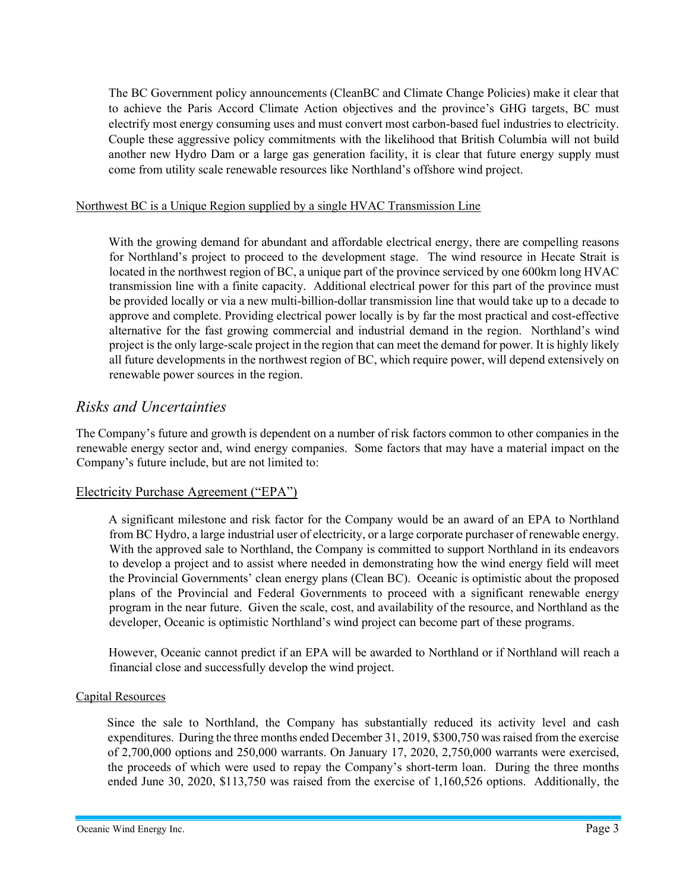The BC Government policy announcements (CleanBC and Climate Change Policies) make it clear that to achieve the Paris Accord Climate Action objectives and the province's GHG targets, BC must electrify most energy consuming uses and must convert most carbon-based fuel industries to electricity. Couple these aggressive policy commitments with the likelihood that British Columbia will not build another new Hydro Dam or a large gas generation facility, it is clear that future energy supply must come from utility scale renewable resources like Northland's offshore wind project.

<u>Northwest BC is a Unique Region supplied by a single HVAC Transmission Line</u>

With the growing demand for abundant and affordable electrical energy, there are compelling reasons for Northland's project to proceed to the development stage. The wind resource in Hecate Strait is located in the northwest region of BC, a unique part of the province serviced by one 600km long HVAC transmission line with a finite capacity. Additional electrical power for this part of the province must be provided locally or via a new multi-billion-dollar transmission line that would take up to a decade to approve and complete. Providing electrical power locally is by far the most practical and cost-effective alternative for the fast growing commercial and industrial demand in the region. Northland's wind project is the only large-scale project in the region that can meet the demand for power. It is highly likely all future developments in the northwest region of BC, which require power, will depend extensively on renewable power sources in the region.

## *Risks and Uncertainties*

The Company's future and growth is dependent on a number of risk factors common to other companies in the renewable energy sector and, wind energy companies. Some factors that may have a material impact on the Company's future include, but are not limited to:

### <u>Electricity Purchase Agreement ("EPA")</u>

A significant milestone and risk factor for the Company would be an award of an EPA to Northland from BC Hydro, a large industrial user of electricity, or a large corporate purchaser of renewable energy. With the approved sale to Northland, the Company is committed to support Northland in its endeavors to develop a project and to assist where needed in demonstrating how the wind energy field will meet the Provincial Governments' clean energy plans (Clean BC). Oceanic is optimistic about the proposed plans of the Provincial and Federal Governments to proceed with a significant renewable energy program in the near future. Given the scale, cost, and availability of the resource, and Northland as the developer, Oceanic is optimistic Northland's wind project can become part of these programs.

However, Oceanic cannot predict if an EPA will be awarded to Northland or if Northland will reach a financial close and successfully develop the wind project.

<u>Capital Resources</u>

Since the sale to Northland, the Company has substantially reduced its activity level and cash expenditures. During the three months ended December 31, 2019, $300,750 was raised from the exercise of 2,700,000 options and 250,000 warrants. On January 17, 2020, 2,750,000 warrants were exercised, the proceeds of which were used to repay the Company's short-term loan. During the three months ended June 30, 2020, $113,750 was raised from the exercise of 1,160,526 options. Additionally, the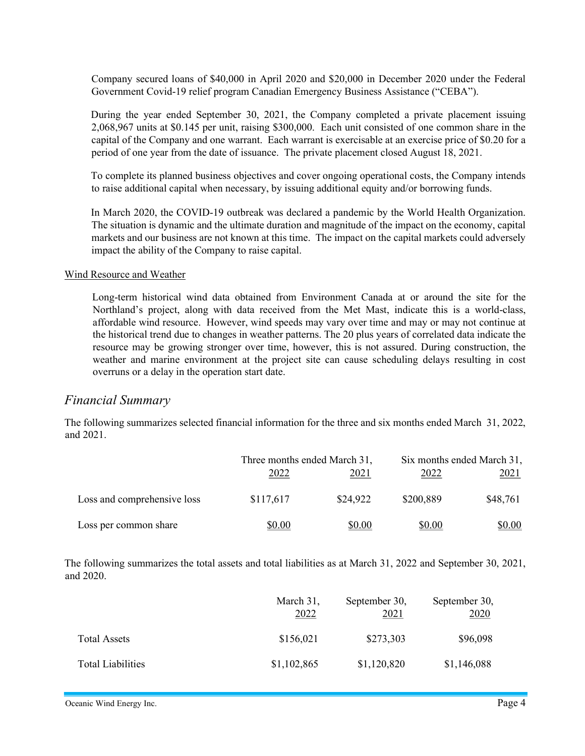Company secured loans of $40,000 in April 2020 and $20,000 in December 2020 under the Federal Government Covid-19 relief program Canadian Emergency Business Assistance ("CEBA").

During the year ended September 30, 2021, the Company completed a private placement issuing 2,068,967 units at $0.145 per unit, raising $300,000. Each unit consisted of one common share in the capital of the Company and one warrant. Each warrant is exercisable at an exercise price of $0.20 for a period of one year from the date of issuance. The private placement closed August 18, 2021.

To complete its planned business objectives and cover ongoing operational costs, the Company intends to raise additional capital when necessary, by issuing additional equity and/or borrowing funds.

In March 2020, the COVID-19 outbreak was declared a pandemic by the World Health Organization. The situation is dynamic and the ultimate duration and magnitude of the impact on the economy, capital markets and our business are not known at this time. The impact on the capital markets could adversely impact the ability of the Company to raise capital.

Wind Resource and Weather

Long-term historical wind data obtained from Environment Canada at or around the site for the Northland's project, along with data received from the Met Mast, indicate this is a world-class, affordable wind resource. However, wind speeds may vary over time and may or may not continue at the historical trend due to changes in weather patterns. The 20 plus years of correlated data indicate the resource may be growing stronger over time, however, this is not assured. During construction, the weather and marine environment at the project site can cause scheduling delays resulting in cost overruns or a delay in the operation start date.

## *Financial Summary*

The following summarizes selected financial information for the three and six months ended March 31, 2022, and 2021.

| | Three months ended March 31, | | Six months ended March 31, | |
|---|---|---|---|---|
| | 2022 | 2021 | 2022 | 2021 |
| Loss and comprehensive loss | $117,617 | $24,922 | $200,889 | $48,761 |
| Loss per common share | $0.00 | $0.00 | $0.00 | $0.00 |

The following summarizes the total assets and total liabilities as at March 31, 2022 and September 30, 2021, and 2020.

| | March 31, 2022 | September 30, 2021 | September 30, 2020 |
|---|---|---|---|
| Total Assets | $156,021 | $273,303 | $96,098 |
| Total Liabilities | $1,102,865 | $1,120,820 | $1,146,088 |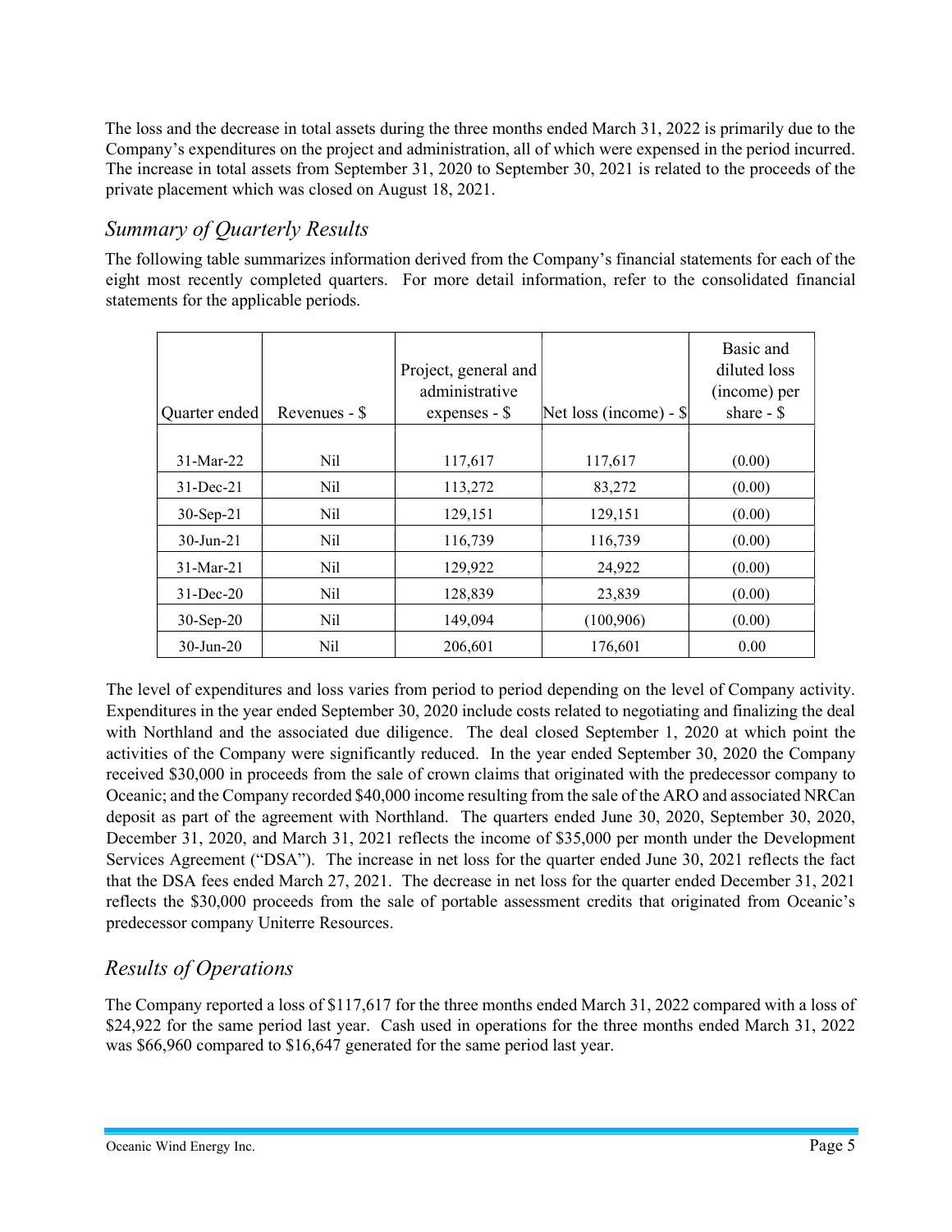The loss and the decrease in total assets during the three months ended March 31, 2022 is primarily due to the Company's expenditures on the project and administration, all of which were expensed in the period incurred. The increase in total assets from September 31, 2020 to September 30, 2021 is related to the proceeds of the private placement which was closed on August 18, 2021.

## *Summary of Quarterly Results*

The following table summarizes information derived from the Company's financial statements for each of the eight most recently completed quarters. For more detail information, refer to the consolidated financial statements for the applicable periods.

| Quarter ended | Revenues - $ | Project, general and administrative expenses - $ | Net loss (income) - $ | Basic and diluted loss (income) per share - $ |
|---|---|---|---|---|
| 31-Mar-22 | Nil | 117,617 | 117,617 | (0.00) |
| 31-Dec-21 | Nil | 113,272 | 83,272 | (0.00) |
| 30-Sep-21 | Nil | 129,151 | 129,151 | (0.00) |
| 30-Jun-21 | Nil | 116,739 | 116,739 | (0.00) |
| 31-Mar-21 | Nil | 129,922 | 24,922 | (0.00) |
| 31-Dec-20 | Nil | 128,839 | 23,839 | (0.00) |
| 30-Sep-20 | Nil | 149,094 | (100,906) | (0.00) |
| 30-Jun-20 | Nil | 206,601 | 176,601 | 0.00 |

The level of expenditures and loss varies from period to period depending on the level of Company activity. Expenditures in the year ended September 30, 2020 include costs related to negotiating and finalizing the deal with Northland and the associated due diligence. The deal closed September 1, 2020 at which point the activities of the Company were significantly reduced. In the year ended September 30, 2020 the Company received $30,000 in proceeds from the sale of crown claims that originated with the predecessor company to Oceanic; and the Company recorded $40,000 income resulting from the sale of the ARO and associated NRCan deposit as part of the agreement with Northland. The quarters ended June 30, 2020, September 30, 2020, December 31, 2020, and March 31, 2021 reflects the income of $35,000 per month under the Development Services Agreement ("DSA"). The increase in net loss for the quarter ended June 30, 2021 reflects the fact that the DSA fees ended March 27, 2021. The decrease in net loss for the quarter ended December 31, 2021 reflects the $30,000 proceeds from the sale of portable assessment credits that originated from Oceanic's predecessor company Uniterre Resources.

## *Results of Operations*

The Company reported a loss of $117,617 for the three months ended March 31, 2022 compared with a loss of $24,922 for the same period last year. Cash used in operations for the three months ended March 31, 2022 was $66,960 compared to $16,647 generated for the same period last year.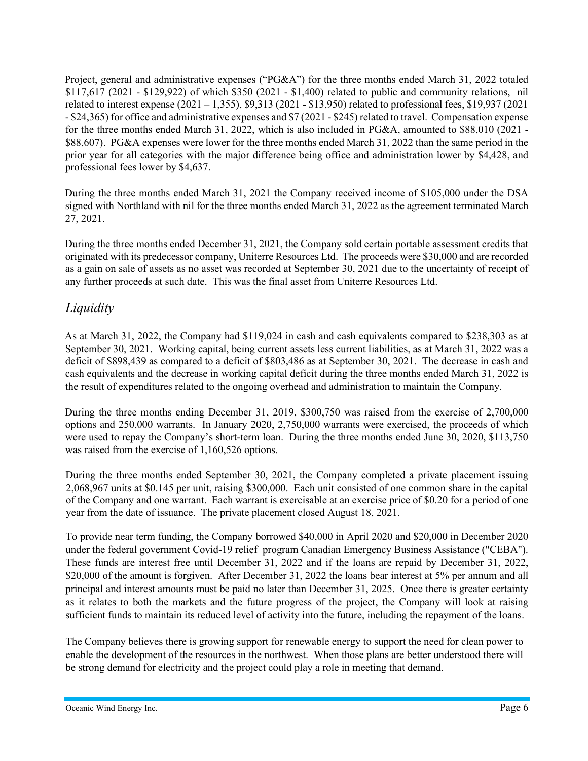Project, general and administrative expenses ("PG&A") for the three months ended March 31, 2022 totaled $117,617 (2021 - $129,922) of which $350 (2021 - $1,400) related to public and community relations, nil related to interest expense (2021 – 1,355), $9,313 (2021 - $13,950) related to professional fees, $19,937 (2021 - $24,365) for office and administrative expenses and $7 (2021 - $245) related to travel. Compensation expense for the three months ended March 31, 2022, which is also included in PG&A, amounted to $88,010 (2021 - $88,607). PG&A expenses were lower for the three months ended March 31, 2022 than the same period in the prior year for all categories with the major difference being office and administration lower by $4,428, and professional fees lower by $4,637.

During the three months ended March 31, 2021 the Company received income of $105,000 under the DSA signed with Northland with nil for the three months ended March 31, 2022 as the agreement terminated March 27, 2021.

During the three months ended December 31, 2021, the Company sold certain portable assessment credits that originated with its predecessor company, Uniterre Resources Ltd. The proceeds were $30,000 and are recorded as a gain on sale of assets as no asset was recorded at September 30, 2021 due to the uncertainty of receipt of any further proceeds at such date. This was the final asset from Uniterre Resources Ltd.

## *Liquidity*

As at March 31, 2022, the Company had $119,024 in cash and cash equivalents compared to $238,303 as at September 30, 2021. Working capital, being current assets less current liabilities, as at March 31, 2022 was a deficit of $898,439 as compared to a deficit of $803,486 as at September 30, 2021. The decrease in cash and cash equivalents and the decrease in working capital deficit during the three months ended March 31, 2022 is the result of expenditures related to the ongoing overhead and administration to maintain the Company.

During the three months ending December 31, 2019, $300,750 was raised from the exercise of 2,700,000 options and 250,000 warrants. In January 2020, 2,750,000 warrants were exercised, the proceeds of which were used to repay the Company's short-term loan. During the three months ended June 30, 2020, $113,750 was raised from the exercise of 1,160,526 options.

During the three months ended September 30, 2021, the Company completed a private placement issuing 2,068,967 units at $0.145 per unit, raising $300,000. Each unit consisted of one common share in the capital of the Company and one warrant. Each warrant is exercisable at an exercise price of $0.20 for a period of one year from the date of issuance. The private placement closed August 18, 2021.

To provide near term funding, the Company borrowed $40,000 in April 2020 and $20,000 in December 2020 under the federal government Covid-19 relief program Canadian Emergency Business Assistance ("CEBA"). These funds are interest free until December 31, 2022 and if the loans are repaid by December 31, 2022, $20,000 of the amount is forgiven. After December 31, 2022 the loans bear interest at 5% per annum and all principal and interest amounts must be paid no later than December 31, 2025. Once there is greater certainty as it relates to both the markets and the future progress of the project, the Company will look at raising sufficient funds to maintain its reduced level of activity into the future, including the repayment of the loans.

The Company believes there is growing support for renewable energy to support the need for clean power to enable the development of the resources in the northwest. When those plans are better understood there will be strong demand for electricity and the project could play a role in meeting that demand.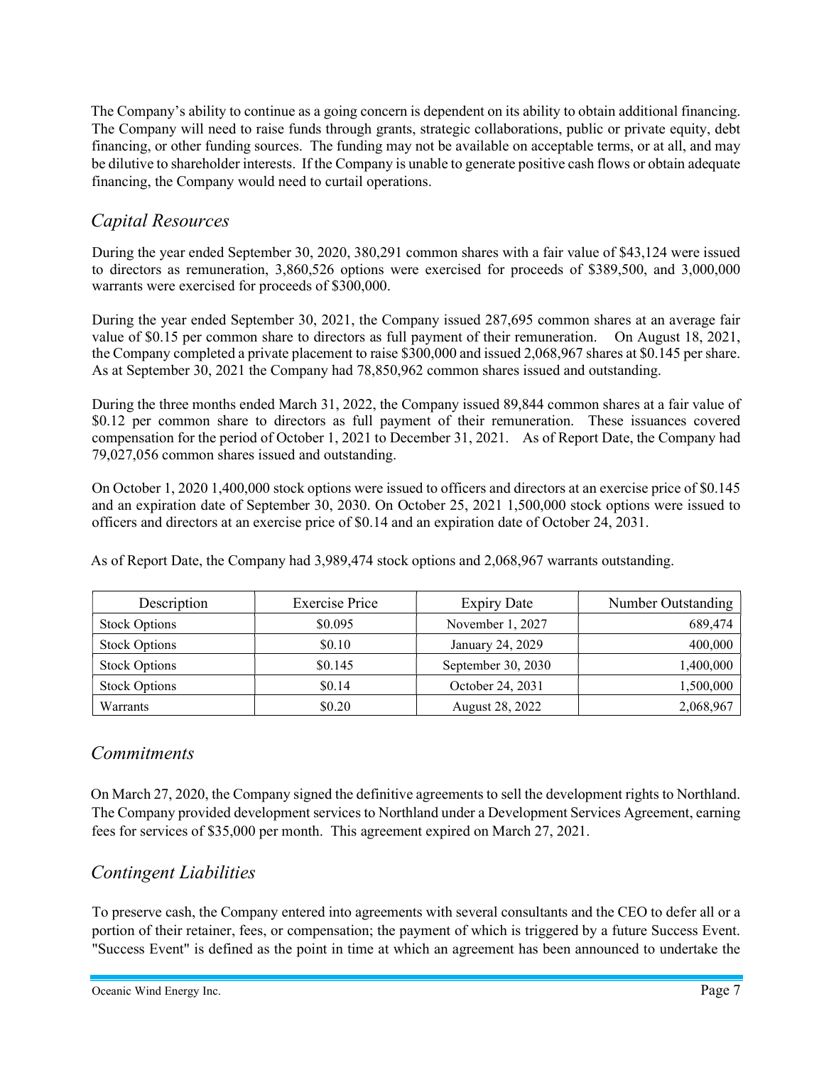The Company's ability to continue as a going concern is dependent on its ability to obtain additional financing. The Company will need to raise funds through grants, strategic collaborations, public or private equity, debt financing, or other funding sources. The funding may not be available on acceptable terms, or at all, and may be dilutive to shareholder interests. If the Company is unable to generate positive cash flows or obtain adequate financing, the Company would need to curtail operations.

## *Capital Resources*

During the year ended September 30, 2020, 380,291 common shares with a fair value of $43,124 were issued to directors as remuneration, 3,860,526 options were exercised for proceeds of $389,500, and 3,000,000 warrants were exercised for proceeds of $300,000.

During the year ended September 30, 2021, the Company issued 287,695 common shares at an average fair value of $0.15 per common share to directors as full payment of their remuneration. On August 18, 2021, the Company completed a private placement to raise $300,000 and issued 2,068,967 shares at $0.145 per share. As at September 30, 2021 the Company had 78,850,962 common shares issued and outstanding.

During the three months ended March 31, 2022, the Company issued 89,844 common shares at a fair value of $0.12 per common share to directors as full payment of their remuneration. These issuances covered compensation for the period of October 1, 2021 to December 31, 2021. As of Report Date, the Company had 79,027,056 common shares issued and outstanding.

On October 1, 2020 1,400,000 stock options were issued to officers and directors at an exercise price of $0.145 and an expiration date of September 30, 2030. On October 25, 2021 1,500,000 stock options were issued to officers and directors at an exercise price of $0.14 and an expiration date of October 24, 2031.

As of Report Date, the Company had 3,989,474 stock options and 2,068,967 warrants outstanding.

| Description | Exercise Price | Expiry Date | Number Outstanding |
|---|---|---|---|
| Stock Options | $0.095 | November 1, 2027 | 689,474 |
| Stock Options | $0.10 | January 24, 2029 | 400,000 |
| Stock Options | $0.145 | September 30, 2030 | 1,400,000 |
| Stock Options | $0.14 | October 24, 2031 | 1,500,000 |
| Warrants | $0.20 | August 28, 2022 | 2,068,967 |

## *Commitments*

On March 27, 2020, the Company signed the definitive agreements to sell the development rights to Northland. The Company provided development services to Northland under a Development Services Agreement, earning fees for services of $35,000 per month. This agreement expired on March 27, 2021.

## *Contingent Liabilities*

To preserve cash, the Company entered into agreements with several consultants and the CEO to defer all or a portion of their retainer, fees, or compensation; the payment of which is triggered by a future Success Event. "Success Event" is defined as the point in time at which an agreement has been announced to undertake the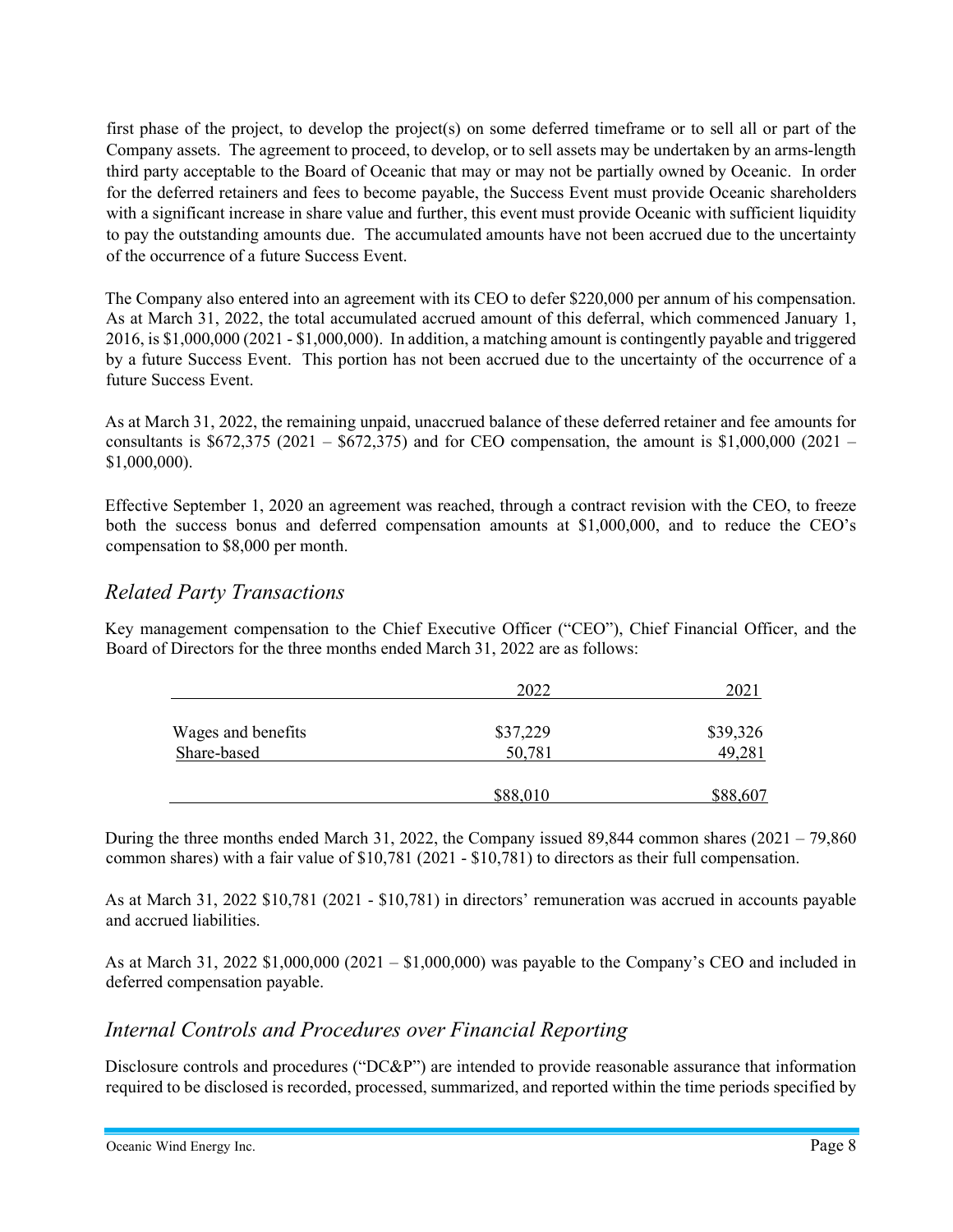first phase of the project, to develop the project(s) on some deferred timeframe or to sell all or part of the Company assets. The agreement to proceed, to develop, or to sell assets may be undertaken by an arms-length third party acceptable to the Board of Oceanic that may or may not be partially owned by Oceanic. In order for the deferred retainers and fees to become payable, the Success Event must provide Oceanic shareholders with a significant increase in share value and further, this event must provide Oceanic with sufficient liquidity to pay the outstanding amounts due. The accumulated amounts have not been accrued due to the uncertainty of the occurrence of a future Success Event.

The Company also entered into an agreement with its CEO to defer $220,000 per annum of his compensation. As at March 31, 2022, the total accumulated accrued amount of this deferral, which commenced January 1, 2016, is $1,000,000 (2021 - $1,000,000). In addition, a matching amount is contingently payable and triggered by a future Success Event. This portion has not been accrued due to the uncertainty of the occurrence of a future Success Event.

As at March 31, 2022, the remaining unpaid, unaccrued balance of these deferred retainer and fee amounts for consultants is $672,375 (2021 – $672,375) and for CEO compensation, the amount is $1,000,000 (2021 – $1,000,000).

Effective September 1, 2020 an agreement was reached, through a contract revision with the CEO, to freeze both the success bonus and deferred compensation amounts at $1,000,000, and to reduce the CEO's compensation to $8,000 per month.

## *Related Party Transactions*

Key management compensation to the Chief Executive Officer ("CEO"), Chief Financial Officer, and the Board of Directors for the three months ended March 31, 2022 are as follows:

| | 2022 | 2021 |
|---|---|---|
| Wages and benefits | $37,229 | $39,326 |
| Share-based | 50,781 | 49,281 |
| | $88,010 | $88,607 |

During the three months ended March 31, 2022, the Company issued 89,844 common shares (2021 – 79,860 common shares) with a fair value of $10,781 (2021 - $10,781) to directors as their full compensation.

As at March 31, 2022 $10,781 (2021 - $10,781) in directors' remuneration was accrued in accounts payable and accrued liabilities.

As at March 31, 2022 $1,000,000 (2021 – $1,000,000) was payable to the Company's CEO and included in deferred compensation payable.

## *Internal Controls and Procedures over Financial Reporting*

Disclosure controls and procedures ("DC&P") are intended to provide reasonable assurance that information required to be disclosed is recorded, processed, summarized, and reported within the time periods specified by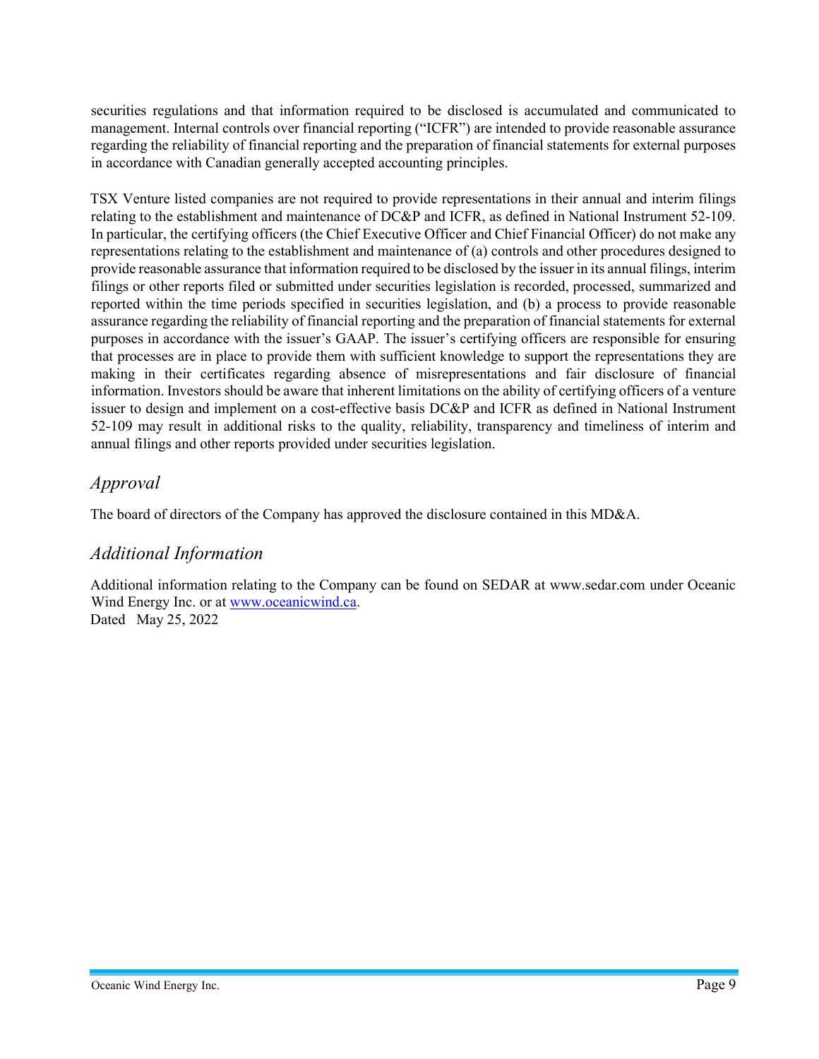securities regulations and that information required to be disclosed is accumulated and communicated to management. Internal controls over financial reporting ("ICFR") are intended to provide reasonable assurance regarding the reliability of financial reporting and the preparation of financial statements for external purposes in accordance with Canadian generally accepted accounting principles.

TSX Venture listed companies are not required to provide representations in their annual and interim filings relating to the establishment and maintenance of DC&P and ICFR, as defined in National Instrument 52-109. In particular, the certifying officers (the Chief Executive Officer and Chief Financial Officer) do not make any representations relating to the establishment and maintenance of (a) controls and other procedures designed to provide reasonable assurance that information required to be disclosed by the issuer in its annual filings, interim filings or other reports filed or submitted under securities legislation is recorded, processed, summarized and reported within the time periods specified in securities legislation, and (b) a process to provide reasonable assurance regarding the reliability of financial reporting and the preparation of financial statements for external purposes in accordance with the issuer's GAAP. The issuer's certifying officers are responsible for ensuring that processes are in place to provide them with sufficient knowledge to support the representations they are making in their certificates regarding absence of misrepresentations and fair disclosure of financial information. Investors should be aware that inherent limitations on the ability of certifying officers of a venture issuer to design and implement on a cost-effective basis DC&P and ICFR as defined in National Instrument 52-109 may result in additional risks to the quality, reliability, transparency and timeliness of interim and annual filings and other reports provided under securities legislation.

## *Approval*

The board of directors of the Company has approved the disclosure contained in this MD&A.

## *Additional Information*

Additional information relating to the Company can be found on SEDAR at www.sedar.com under Oceanic Wind Energy Inc. or at [www.oceanicwind.ca](www.oceanicwind.ca).
Dated May 25, 2022